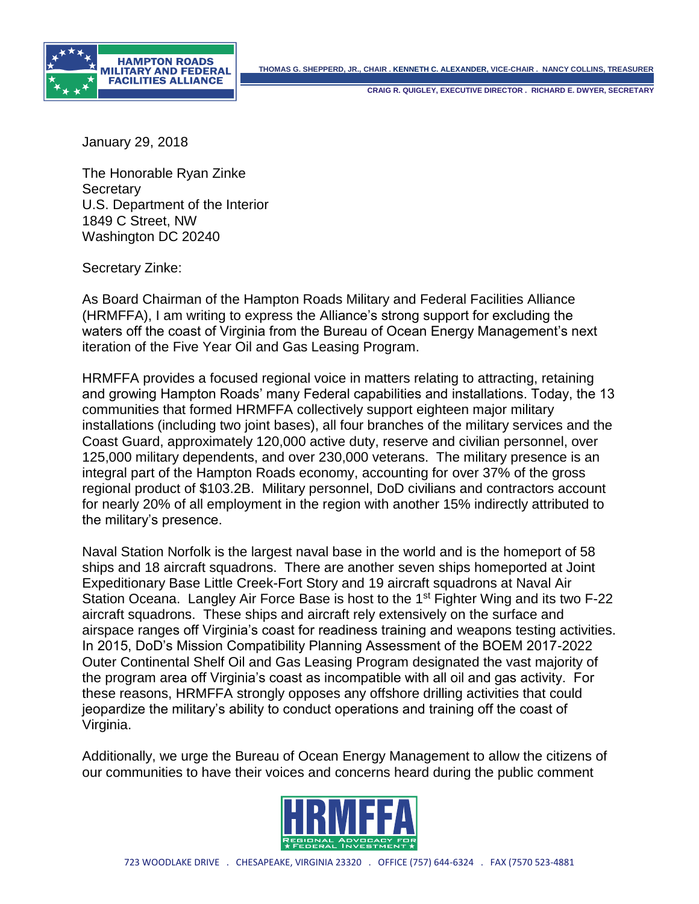HAMPTON ROADS MILITARY AND FEDERAL FACILITIES ALLIANCE

THOMAS G. SHEPPERD, JR., CHAIR . KENNETH C. ALEXANDER, VICE-CHAIR . NANCY COLLINS, TREASURER

CRAIG R. QUIGLEY, EXECUTIVE DIRECTOR . RICHARD E. DWYER, SECRETARY

January 29, 2018

The Honorable Ryan Zinke
Secretary
U.S. Department of the Interior
1849 C Street, NW
Washington DC 20240

Secretary Zinke:

As Board Chairman of the Hampton Roads Military and Federal Facilities Alliance (HRMFFA), I am writing to express the Alliance's strong support for excluding the waters off the coast of Virginia from the Bureau of Ocean Energy Management's next iteration of the Five Year Oil and Gas Leasing Program.

HRMFFA provides a focused regional voice in matters relating to attracting, retaining and growing Hampton Roads' many Federal capabilities and installations. Today, the 13 communities that formed HRMFFA collectively support eighteen major military installations (including two joint bases), all four branches of the military services and the Coast Guard, approximately 120,000 active duty, reserve and civilian personnel, over 125,000 military dependents, and over 230,000 veterans. The military presence is an integral part of the Hampton Roads economy, accounting for over 37% of the gross regional product of $103.2B. Military personnel, DoD civilians and contractors account for nearly 20% of all employment in the region with another 15% indirectly attributed to the military's presence.

Naval Station Norfolk is the largest naval base in the world and is the homeport of 58 ships and 18 aircraft squadrons. There are another seven ships homeported at Joint Expeditionary Base Little Creek-Fort Story and 19 aircraft squadrons at Naval Air Station Oceana. Langley Air Force Base is host to the 1st Fighter Wing and its two F-22 aircraft squadrons. These ships and aircraft rely extensively on the surface and airspace ranges off Virginia's coast for readiness training and weapons testing activities. In 2015, DoD's Mission Compatibility Planning Assessment of the BOEM 2017-2022 Outer Continental Shelf Oil and Gas Leasing Program designated the vast majority of the program area off Virginia's coast as incompatible with all oil and gas activity. For these reasons, HRMFFA strongly opposes any offshore drilling activities that could jeopardize the military's ability to conduct operations and training off the coast of Virginia.

Additionally, we urge the Bureau of Ocean Energy Management to allow the citizens of our communities to have their voices and concerns heard during the public comment

HRMFFA
REGIONAL ADVOCACY FOR FEDERAL INVESTMENT

723 WOODLAKE DRIVE . CHESAPEAKE, VIRGINIA 23320 . OFFICE (757) 644-6324 . FAX (7570 523-4881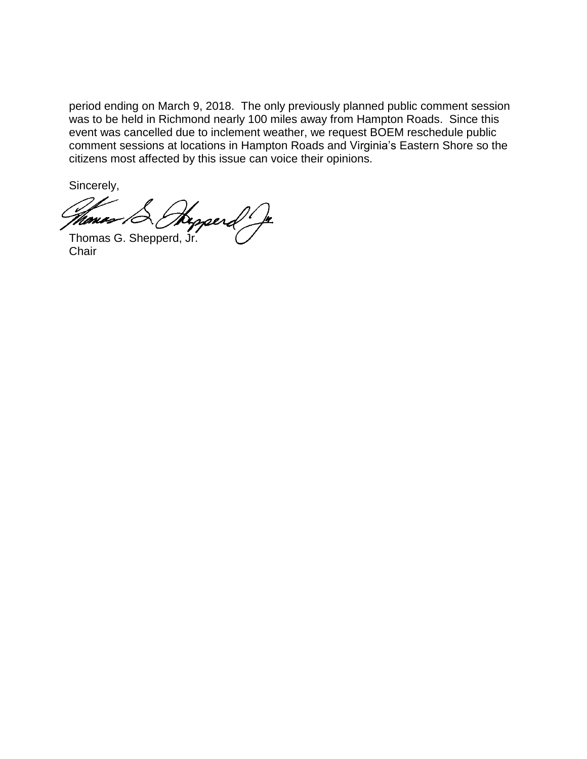period ending on March 9, 2018. The only previously planned public comment session was to be held in Richmond nearly 100 miles away from Hampton Roads. Since this event was cancelled due to inclement weather, we request BOEM reschedule public comment sessions at locations in Hampton Roads and Virginia's Eastern Shore so the citizens most affected by this issue can voice their opinions.

Sincerely,

Thomas G. Shepperd, Jr.
Chair